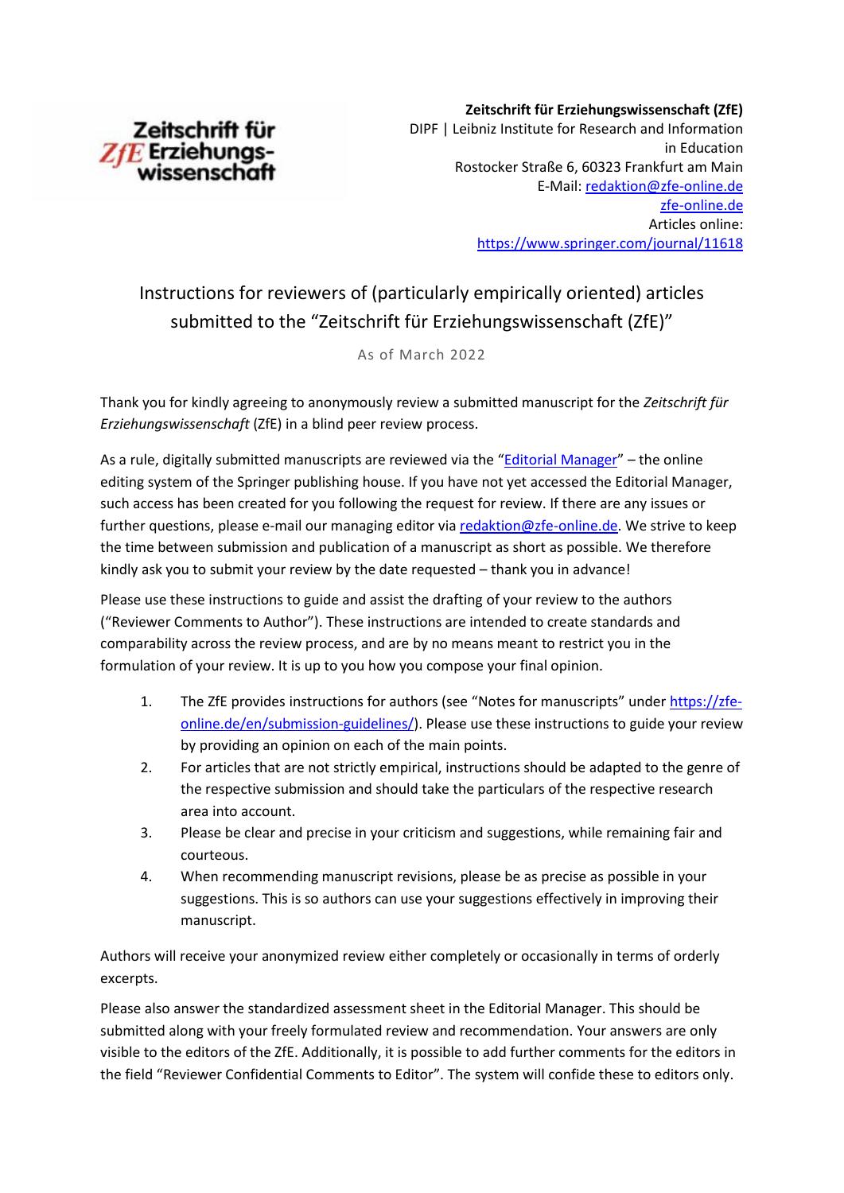**Zeitschrift für Erziehungswissenschaft (ZfE)**
DIPF | Leibniz Institute for Research and Information in Education
Rostocker Straße 6, 60323 Frankfurt am Main
E-Mail: redaktion@zfe-online.de
zfe-online.de
Articles online:
https://www.springer.com/journal/11618

# Instructions for reviewers of (particularly empirically oriented) articles submitted to the "Zeitschrift für Erziehungswissenschaft (ZfE)"

As of March 2022

Thank you for kindly agreeing to anonymously review a submitted manuscript for the *Zeitschrift für Erziehungswissenschaft* (ZfE) in a blind peer review process.

As a rule, digitally submitted manuscripts are reviewed via the "Editorial Manager" – the online editing system of the Springer publishing house. If you have not yet accessed the Editorial Manager, such access has been created for you following the request for review. If there are any issues or further questions, please e-mail our managing editor via redaktion@zfe-online.de. We strive to keep the time between submission and publication of a manuscript as short as possible. We therefore kindly ask you to submit your review by the date requested – thank you in advance!

Please use these instructions to guide and assist the drafting of your review to the authors ("Reviewer Comments to Author"). These instructions are intended to create standards and comparability across the review process, and are by no means meant to restrict you in the formulation of your review. It is up to you how you compose your final opinion.

1. The ZfE provides instructions for authors (see "Notes for manuscripts" under https://zfe-online.de/en/submission-guidelines/). Please use these instructions to guide your review by providing an opinion on each of the main points.
2. For articles that are not strictly empirical, instructions should be adapted to the genre of the respective submission and should take the particulars of the respective research area into account.
3. Please be clear and precise in your criticism and suggestions, while remaining fair and courteous.
4. When recommending manuscript revisions, please be as precise as possible in your suggestions. This is so authors can use your suggestions effectively in improving their manuscript.

Authors will receive your anonymized review either completely or occasionally in terms of orderly excerpts.

Please also answer the standardized assessment sheet in the Editorial Manager. This should be submitted along with your freely formulated review and recommendation. Your answers are only visible to the editors of the ZfE. Additionally, it is possible to add further comments for the editors in the field "Reviewer Confidential Comments to Editor". The system will confide these to editors only.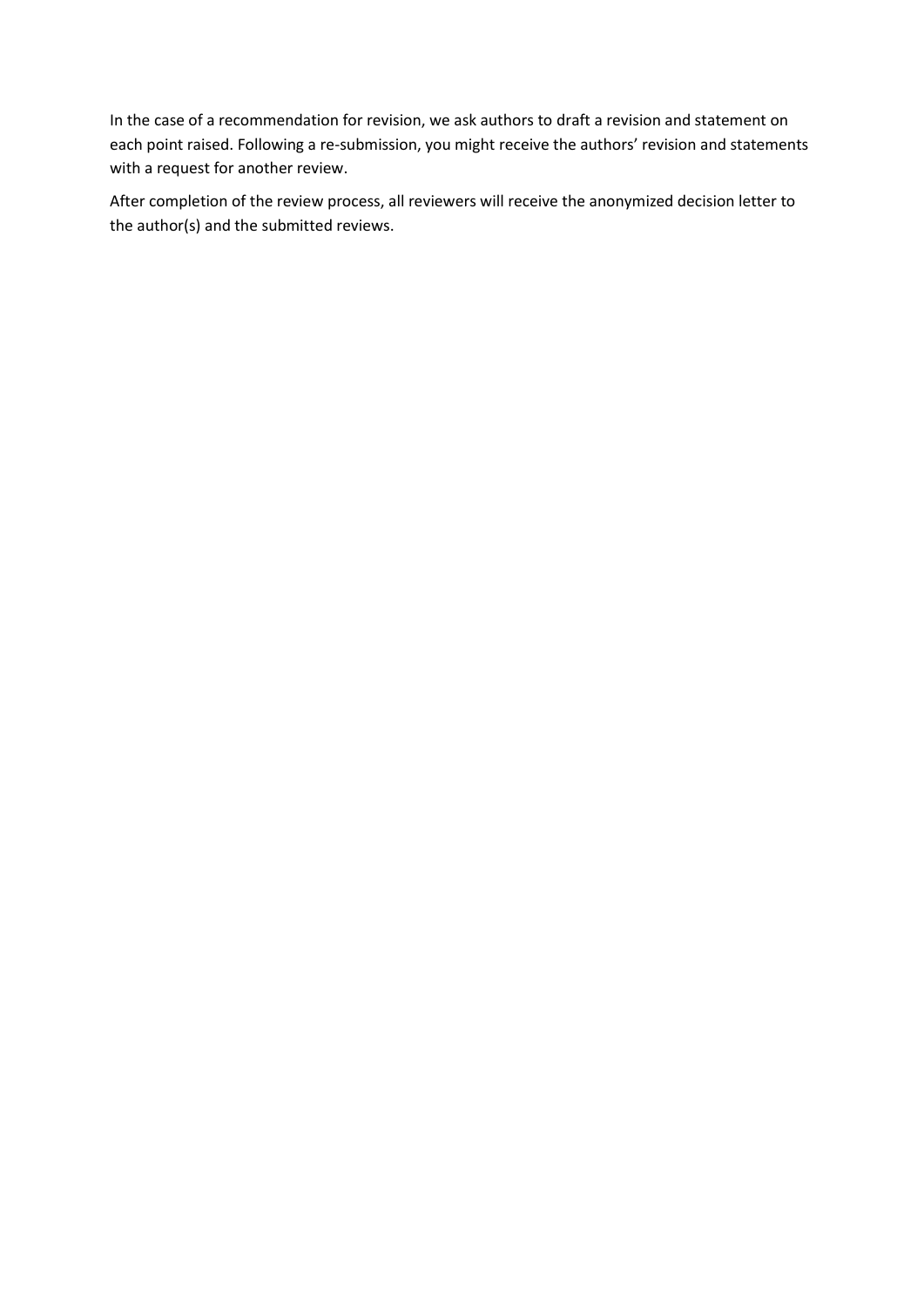In the case of a recommendation for revision, we ask authors to draft a revision and statement on each point raised. Following a re-submission, you might receive the authors' revision and statements with a request for another review.

After completion of the review process, all reviewers will receive the anonymized decision letter to the author(s) and the submitted reviews.